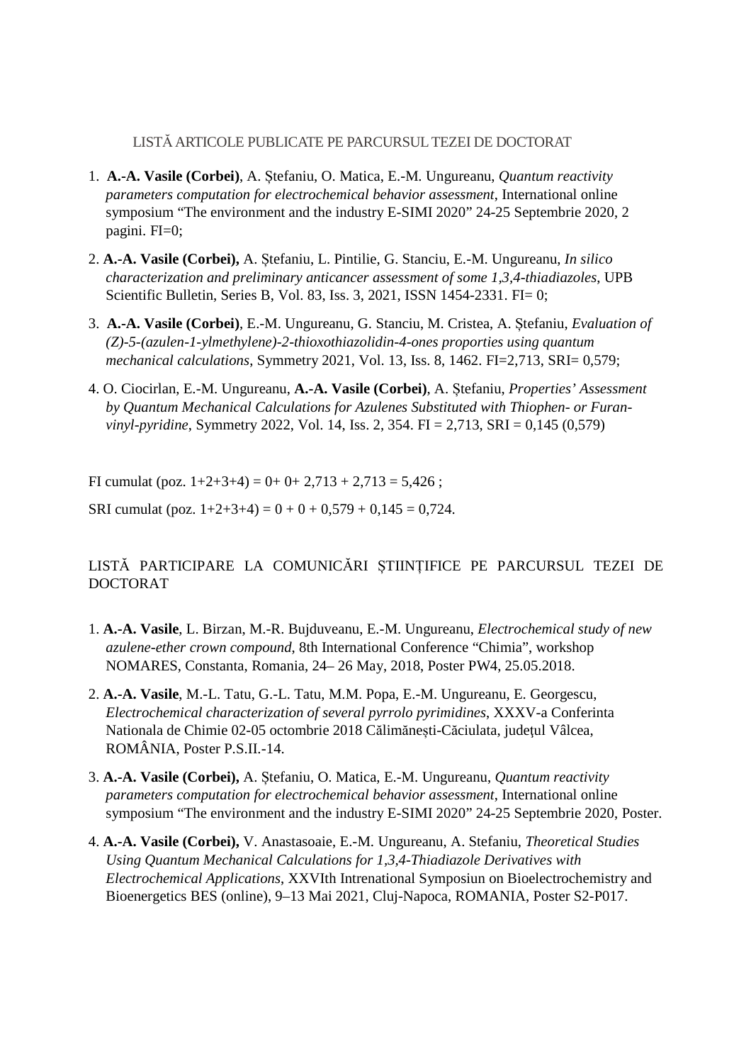## LISTĂ ARTICOLE PUBLICATE PE PARCURSUL TEZEI DE DOCTORAT

1. **A.-A. Vasile (Corbei)**, A. Ștefaniu, O. Matica, E.-M. Ungureanu, *Quantum reactivity parameters computation for electrochemical behavior assessment*, International online symposium “The environment and the industry E-SIMI 2020” 24-25 Septembrie 2020, 2 pagini. FI=0;

2. **A.-A. Vasile (Corbei),** A. Ștefaniu, L. Pintilie, G. Stanciu, E.-M. Ungureanu, *In silico characterization and preliminary anticancer assessment of some 1,3,4-thiadiazoles*, UPB Scientific Bulletin, Series B, Vol. 83, Iss. 3, 2021, ISSN 1454-2331. FI= 0;

3. **A.-A. Vasile (Corbei)**, E.-M. Ungureanu, G. Stanciu, M. Cristea, A. Ștefaniu, *Evaluation of (Z)-5-(azulen-1-ylmethylene)-2-thioxothiazolidin-4-ones proporties using quantum mechanical calculations*, Symmetry 2021, Vol. 13, Iss. 8, 1462. FI=2,713, SRI= 0,579;

4. O. Ciocirlan, E.-M. Ungureanu, **A.-A. Vasile (Corbei)**, A. Ștefaniu, *Properties' Assessment by Quantum Mechanical Calculations for Azulenes Substituted with Thiophen- or Furan-vinyl-pyridine*, Symmetry 2022, Vol. 14, Iss. 2, 354. FI = 2,713, SRI = 0,145 (0,579)

FI cumulat (poz. 1+2+3+4) = 0+ 0+ 2,713 + 2,713 = 5,426 ;

SRI cumulat (poz. 1+2+3+4) = 0 + 0 + 0,579 + 0,145 = 0,724.

## LISTĂ PARTICIPARE LA COMUNICĂRI ȘTIINȚIFICE PE PARCURSUL TEZEI DE DOCTORAT

1. **A.-A. Vasile**, L. Birzan, M.-R. Bujduveanu, E.-M. Ungureanu, *Electrochemical study of new azulene-ether crown compound*, 8th International Conference “Chimia”, workshop NOMARES, Constanta, Romania, 24– 26 May, 2018, Poster PW4, 25.05.2018.

2. **A.-A. Vasile**, M.-L. Tatu, G.-L. Tatu, M.M. Popa, E.-M. Ungureanu, E. Georgescu, *Electrochemical characterization of several pyrrolo pyrimidines*, XXXV-a Conferinta Nationala de Chimie 02-05 octombrie 2018 Călimănești-Căciulata, județul Vâlcea, ROMÂNIA, Poster P.S.II.-14.

3. **A.-A. Vasile (Corbei),** A. Ștefaniu, O. Matica, E.-M. Ungureanu, *Quantum reactivity parameters computation for electrochemical behavior assessment*, International online symposium “The environment and the industry E-SIMI 2020” 24-25 Septembrie 2020, Poster.

4. **A.-A. Vasile (Corbei),** V. Anastasoaie, E.-M. Ungureanu, A. Stefaniu, *Theoretical Studies Using Quantum Mechanical Calculations for 1,3,4-Thiadiazole Derivatives with Electrochemical Applications*, XXVIth Intrenational Symposiun on Bioelectrochemistry and Bioenergetics BES (online), 9–13 Mai 2021, Cluj-Napoca, ROMANIA, Poster S2-P017.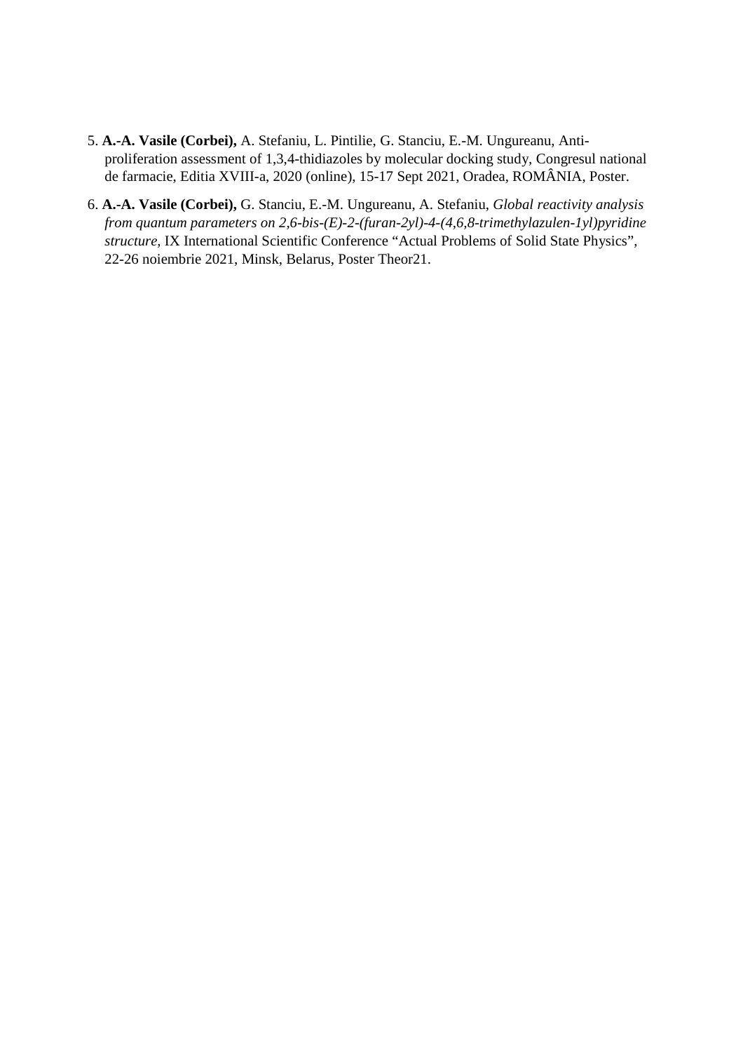5. **A.-A. Vasile (Corbei),** A. Stefaniu, L. Pintilie, G. Stanciu, E.-M. Ungureanu, Anti-proliferation assessment of 1,3,4-thidiazoles by molecular docking study, Congresul national de farmacie, Editia XVIII-a, 2020 (online), 15-17 Sept 2021, Oradea, ROMÂNIA, Poster.

6. **A.-A. Vasile (Corbei),** G. Stanciu, E.-M. Ungureanu, A. Stefaniu, *Global reactivity analysis from quantum parameters on 2,6-bis-(E)-2-(furan-2yl)-4-(4,6,8-trimethylazulen-1yl)pyridine structure*, IX International Scientific Conference "Actual Problems of Solid State Physics", 22-26 noiembrie 2021, Minsk, Belarus, Poster Theor21.